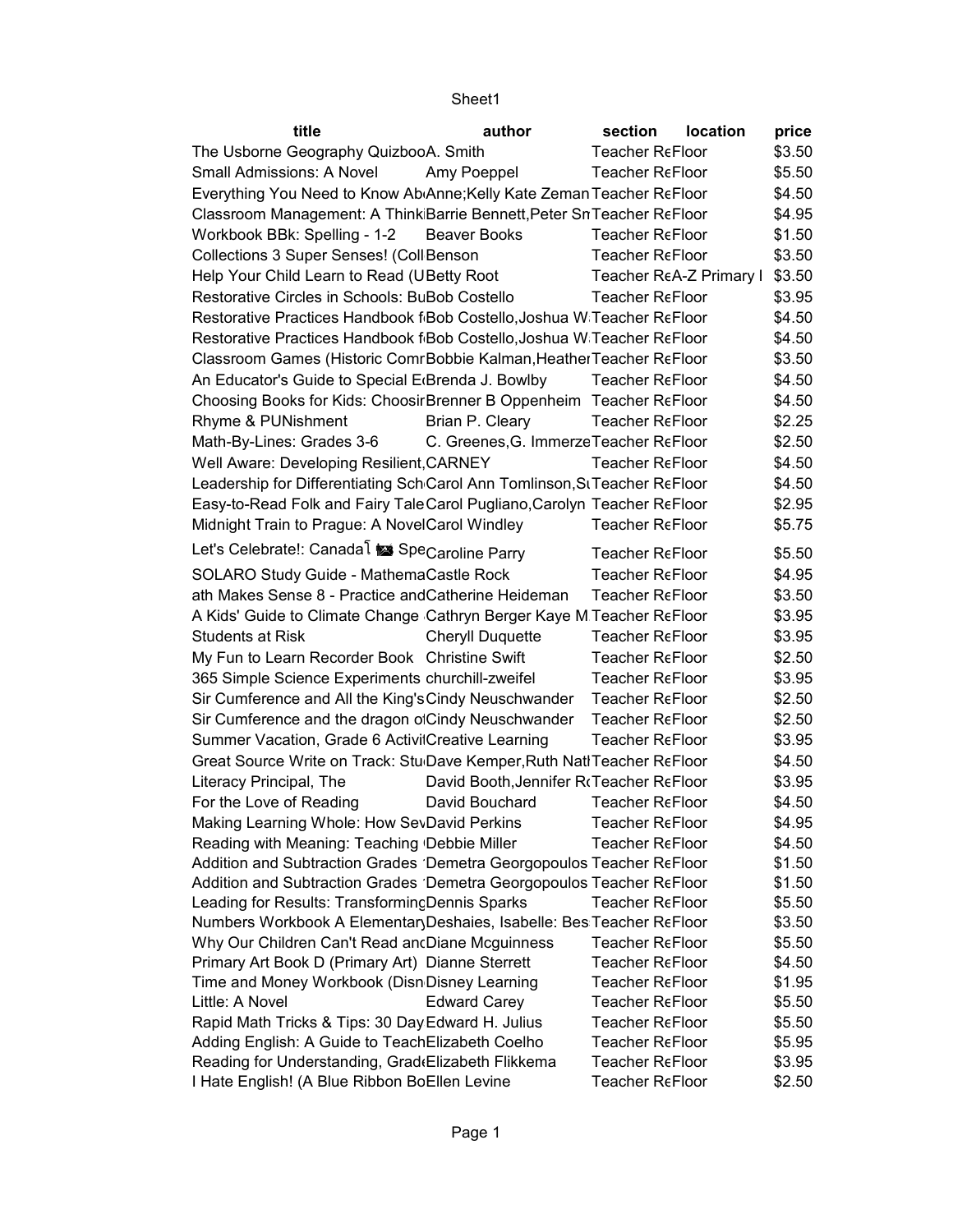| title | author | section | location | price |
|---|---|---|---|---|
| The Usborne Geography Quizboo | A. Smith | Teacher Re | Floor | $3.50 |
| Small Admissions: A Novel | Amy Poeppel | Teacher Re | Floor | $5.50 |
| Everything You Need to Know Ab | Anne;Kelly Kate Zeman | Teacher Re | Floor | $4.50 |
| Classroom Management: A Think | Barrie Bennett,Peter Sn | Teacher Re | Floor | $4.95 |
| Workbook BBk: Spelling - 1-2 | Beaver Books | Teacher Re | Floor | $1.50 |
| Collections 3 Super Senses! (Coll | Benson | Teacher Re | Floor | $3.50 |
| Help Your Child Learn to Read (U | Betty Root | Teacher Re | A-Z Primary I | $3.50 |
| Restorative Circles in Schools: Bu | Bob Costello | Teacher Re | Floor | $3.95 |
| Restorative Practices Handbook f | Bob Costello,Joshua W | Teacher Re | Floor | $4.50 |
| Restorative Practices Handbook f | Bob Costello,Joshua W | Teacher Re | Floor | $4.50 |
| Classroom Games (Historic Comr | Bobbie Kalman,Heather | Teacher Re | Floor | $3.50 |
| An Educator's Guide to Special E | Brenda J. Bowlby | Teacher Re | Floor | $4.50 |
| Choosing Books for Kids: Choosir | Brenner B Oppenheim | Teacher Re | Floor | $4.50 |
| Rhyme & PUNishment | Brian P. Cleary | Teacher Re | Floor | $2.25 |
| Math-By-Lines: Grades 3-6 | C. Greenes,G. Immerze | Teacher Re | Floor | $2.50 |
| Well Aware: Developing Resilient, | CARNEY | Teacher Re | Floor | $4.50 |
| Leadership for Differentiating Sch | Carol Ann Tomlinson,St | Teacher Re | Floor | $4.50 |
| Easy-to-Read Folk and Fairy Tale | Carol Pugliano,Carolyn | Teacher Re | Floor | $2.95 |
| Midnight Train to Prague: A Novel | Carol Windley | Teacher Re | Floor | $5.75 |
| Let's Celebrate!: Canada Spe | Caroline Parry | Teacher Re | Floor | $5.50 |
| SOLARO Study Guide - Mathema | Castle Rock | Teacher Re | Floor | $4.95 |
| ath Makes Sense 8 - Practice and | Catherine Heideman | Teacher Re | Floor | $3.50 |
| A Kids' Guide to Climate Change | Cathryn Berger Kaye M | Teacher Re | Floor | $3.95 |
| Students at Risk | Cheryll Duquette | Teacher Re | Floor | $3.95 |
| My Fun to Learn Recorder Book | Christine Swift | Teacher Re | Floor | $2.50 |
| 365 Simple Science Experiments | churchill-zweifel | Teacher Re | Floor | $3.95 |
| Sir Cumference and All the King's | Cindy Neuschwander | Teacher Re | Floor | $2.50 |
| Sir Cumference and the dragon o | Cindy Neuschwander | Teacher Re | Floor | $2.50 |
| Summer Vacation, Grade 6 Activi | Creative Learning | Teacher Re | Floor | $3.95 |
| Great Source Write on Track: Stu | Dave Kemper,Ruth Natl | Teacher Re | Floor | $4.50 |
| Literacy Principal, The | David Booth,Jennifer R | Teacher Re | Floor | $3.95 |
| For the Love of Reading | David Bouchard | Teacher Re | Floor | $4.50 |
| Making Learning Whole: How Sev | David Perkins | Teacher Re | Floor | $4.95 |
| Reading with Meaning: Teaching | Debbie Miller | Teacher Re | Floor | $4.50 |
| Addition and Subtraction Grades | Demetra Georgopoulos | Teacher Re | Floor | $1.50 |
| Addition and Subtraction Grades | Demetra Georgopoulos | Teacher Re | Floor | $1.50 |
| Leading for Results: Transforming | Dennis Sparks | Teacher Re | Floor | $5.50 |
| Numbers Workbook A Elementary | Deshaies, Isabelle: Bes | Teacher Re | Floor | $3.50 |
| Why Our Children Can't Read and | Diane Mcguinness | Teacher Re | Floor | $5.50 |
| Primary Art Book D (Primary Art) | Dianne Sterrett | Teacher Re | Floor | $4.50 |
| Time and Money Workbook (Disn | Disney Learning | Teacher Re | Floor | $1.95 |
| Little: A Novel | Edward Carey | Teacher Re | Floor | $5.50 |
| Rapid Math Tricks & Tips: 30 Day | Edward H. Julius | Teacher Re | Floor | $5.50 |
| Adding English: A Guide to Teach | Elizabeth Coelho | Teacher Re | Floor | $5.95 |
| Reading for Understanding, Grad | Elizabeth Flikkema | Teacher Re | Floor | $3.95 |
| I Hate English! (A Blue Ribbon Bo | Ellen Levine | Teacher Re | Floor | $2.50 |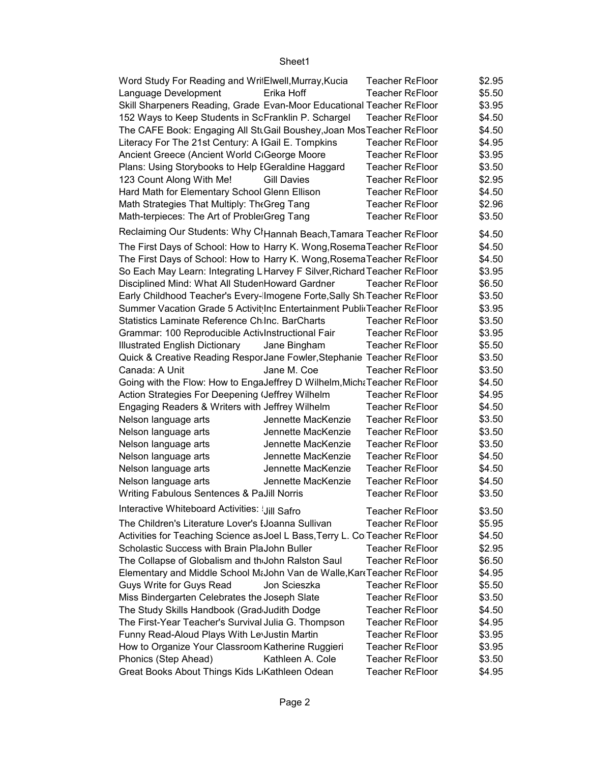| | | | | |
|---|---|---|---|---|
| Word Study For Reading and Wri | Elwell,Murray,Kucia | Teacher Re | Floor | $2.95 |
| Language Development | Erika Hoff | Teacher Re | Floor | $5.50 |
| Skill Sharpeners Reading, Grade | Evan-Moor Educational | Teacher Re | Floor | $3.95 |
| 152 Ways to Keep Students in Sc | Franklin P. Schargel | Teacher Re | Floor | $4.50 |
| The CAFE Book: Engaging All Stu | Gail Boushey,Joan Mos | Teacher Re | Floor | $4.50 |
| Literacy For The 21st Century: A | Gail E. Tompkins | Teacher Re | Floor | $4.95 |
| Ancient Greece (Ancient World C | George Moore | Teacher Re | Floor | $3.95 |
| Plans: Using Storybooks to Help | Geraldine Haggard | Teacher Re | Floor | $3.50 |
| 123 Count Along With Me! | Gill Davies | Teacher Re | Floor | $2.95 |
| Hard Math for Elementary School | Glenn Ellison | Teacher Re | Floor | $4.50 |
| Math Strategies That Multiply: The | Greg Tang | Teacher Re | Floor | $2.96 |
| Math-terpieces: The Art of Proble | Greg Tang | Teacher Re | Floor | $3.50 |
| Reclaiming Our Students: Why Ch | Hannah Beach,Tamara | Teacher Re | Floor | $4.50 |
| The First Days of School: How to | Harry K. Wong,Rosema | Teacher Re | Floor | $4.50 |
| The First Days of School: How to | Harry K. Wong,Rosema | Teacher Re | Floor | $4.50 |
| So Each May Learn: Integrating L | Harvey F Silver,Richard | Teacher Re | Floor | $3.95 |
| Disciplined Mind: What All Studen | Howard Gardner | Teacher Re | Floor | $6.50 |
| Early Childhood Teacher's Every- | Imogene Forte,Sally Sh | Teacher Re | Floor | $3.50 |
| Summer Vacation Grade 5 Activit | Inc Entertainment Publi | Teacher Re | Floor | $3.95 |
| Statistics Laminate Reference Ch | Inc. BarCharts | Teacher Re | Floor | $3.50 |
| Grammar: 100 Reproducible Activ | Instructional Fair | Teacher Re | Floor | $3.95 |
| Illustrated English Dictionary | Jane Bingham | Teacher Re | Floor | $5.50 |
| Quick & Creative Reading Respor | Jane Fowler,Stephanie | Teacher Re | Floor | $3.50 |
| Canada: A Unit | Jane M. Coe | Teacher Re | Floor | $3.50 |
| Going with the Flow: How to Enga | Jeffrey D Wilhelm,Mich | Teacher Re | Floor | $4.50 |
| Action Strategies For Deepening ( | Jeffrey Wilhelm | Teacher Re | Floor | $4.95 |
| Engaging Readers & Writers with | Jeffrey Wilhelm | Teacher Re | Floor | $4.50 |
| Nelson language arts | Jennette MacKenzie | Teacher Re | Floor | $3.50 |
| Nelson language arts | Jennette MacKenzie | Teacher Re | Floor | $3.50 |
| Nelson language arts | Jennette MacKenzie | Teacher Re | Floor | $3.50 |
| Nelson language arts | Jennette MacKenzie | Teacher Re | Floor | $4.50 |
| Nelson language arts | Jennette MacKenzie | Teacher Re | Floor | $4.50 |
| Nelson language arts | Jennette MacKenzie | Teacher Re | Floor | $4.50 |
| Writing Fabulous Sentences & Pa | Jill Norris | Teacher Re | Floor | $3.50 |
| Interactive Whiteboard Activities: | Jill Safro | Teacher Re | Floor | $3.50 |
| The Children's Literature Lover's | Joanna Sullivan | Teacher Re | Floor | $5.95 |
| Activities for Teaching Science as | Joel L Bass,Terry L. Co | Teacher Re | Floor | $4.50 |
| Scholastic Success with Brain Pla | John Buller | Teacher Re | Floor | $2.95 |
| The Collapse of Globalism and th | John Ralston Saul | Teacher Re | Floor | $6.50 |
| Elementary and Middle School Ma | John Van de Walle,Kar | Teacher Re | Floor | $4.95 |
| Guys Write for Guys Read | Jon Scieszka | Teacher Re | Floor | $5.50 |
| Miss Bindergarten Celebrates the | Joseph Slate | Teacher Re | Floor | $3.50 |
| The Study Skills Handbook (Grad | Judith Dodge | Teacher Re | Floor | $4.50 |
| The First-Year Teacher's Survival | Julia G. Thompson | Teacher Re | Floor | $4.95 |
| Funny Read-Aloud Plays With Le | Justin Martin | Teacher Re | Floor | $3.95 |
| How to Organize Your Classroom | Katherine Ruggieri | Teacher Re | Floor | $3.95 |
| Phonics (Step Ahead) | Kathleen A. Cole | Teacher Re | Floor | $3.50 |
| Great Books About Things Kids L | Kathleen Odean | Teacher Re | Floor | $4.95 |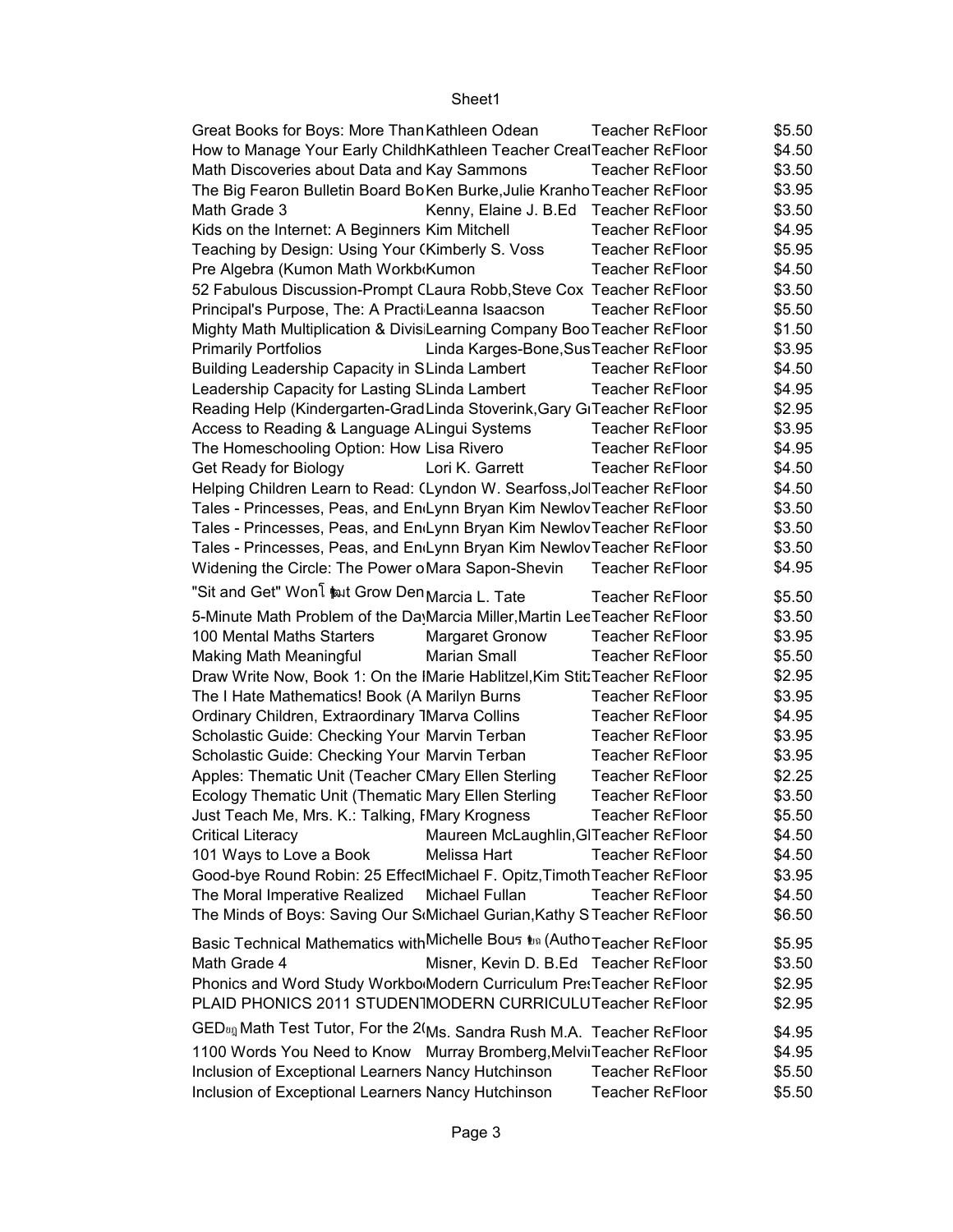| | | | | |
|---|---|---|---|---|
| Great Books for Boys: More Than | Kathleen Odean | Teacher Re | Floor | $5.50 |
| How to Manage Your Early Childh | Kathleen Teacher Creat | Teacher Re | Floor | $4.50 |
| Math Discoveries about Data and | Kay Sammons | Teacher Re | Floor | $3.50 |
| The Big Fearon Bulletin Board Bo | Ken Burke,Julie Kranho | Teacher Re | Floor | $3.95 |
| Math Grade 3 | Kenny, Elaine J. B.Ed | Teacher Re | Floor | $3.50 |
| Kids on the Internet: A Beginners | Kim Mitchell | Teacher Re | Floor | $4.95 |
| Teaching by Design: Using Your ( | Kimberly S. Voss | Teacher Re | Floor | $5.95 |
| Pre Algebra (Kumon Math Workb | Kumon | Teacher Re | Floor | $4.50 |
| 52 Fabulous Discussion-Prompt C | Laura Robb,Steve Cox | Teacher Re | Floor | $3.50 |
| Principal's Purpose, The: A Practi | Leanna Isaacson | Teacher Re | Floor | $5.50 |
| Mighty Math Multiplication & Divis | Learning Company Boo | Teacher Re | Floor | $1.50 |
| Primarily Portfolios | Linda Karges-Bone,Sus | Teacher Re | Floor | $3.95 |
| Building Leadership Capacity in S | Linda Lambert | Teacher Re | Floor | $4.50 |
| Leadership Capacity for Lasting S | Linda Lambert | Teacher Re | Floor | $4.95 |
| Reading Help (Kindergarten-Grad | Linda Stoverink,Gary G | Teacher Re | Floor | $2.95 |
| Access to Reading & Language A | Lingui Systems | Teacher Re | Floor | $3.95 |
| The Homeschooling Option: How | Lisa Rivero | Teacher Re | Floor | $4.95 |
| Get Ready for Biology | Lori K. Garrett | Teacher Re | Floor | $4.50 |
| Helping Children Learn to Read: ( | Lyndon W. Searfoss,Jo | Teacher Re | Floor | $4.50 |
| Tales - Princesses, Peas, and En | Lynn Bryan Kim Newlov | Teacher Re | Floor | $3.50 |
| Tales - Princesses, Peas, and En | Lynn Bryan Kim Newlov | Teacher Re | Floor | $3.50 |
| Tales - Princesses, Peas, and En | Lynn Bryan Kim Newlov | Teacher Re | Floor | $3.50 |
| Widening the Circle: The Power o | Mara Sapon-Shevin | Teacher Re | Floor | $4.95 |
| "Sit and Get" Won t Grow Den | Marcia L. Tate | Teacher Re | Floor | $5.50 |
| 5-Minute Math Problem of the Day | Marcia Miller,Martin Lee | Teacher Re | Floor | $3.50 |
| 100 Mental Maths Starters | Margaret Gronow | Teacher Re | Floor | $3.95 |
| Making Math Meaningful | Marian Small | Teacher Re | Floor | $5.50 |
| Draw Write Now, Book 1: On the I | Marie Hablitzel,Kim Stit | Teacher Re | Floor | $2.95 |
| The I Hate Mathematics! Book (A | Marilyn Burns | Teacher Re | Floor | $3.95 |
| Ordinary Children, Extraordinary T | Marva Collins | Teacher Re | Floor | $4.95 |
| Scholastic Guide: Checking Your | Marvin Terban | Teacher Re | Floor | $3.95 |
| Scholastic Guide: Checking Your | Marvin Terban | Teacher Re | Floor | $3.95 |
| Apples: Thematic Unit (Teacher C | Mary Ellen Sterling | Teacher Re | Floor | $2.25 |
| Ecology Thematic Unit (Thematic | Mary Ellen Sterling | Teacher Re | Floor | $3.50 |
| Just Teach Me, Mrs. K.: Talking, I | Mary Krogness | Teacher Re | Floor | $5.50 |
| Critical Literacy | Maureen McLaughlin,Gl | Teacher Re | Floor | $4.50 |
| 101 Ways to Love a Book | Melissa Hart | Teacher Re | Floor | $4.50 |
| Good-bye Round Robin: 25 Effect | Michael F. Opitz,Timoth | Teacher Re | Floor | $3.95 |
| The Moral Imperative Realized | Michael Fullan | Teacher Re | Floor | $4.50 |
| The Minds of Boys: Saving Our S | Michael Gurian,Kathy S | Teacher Re | Floor | $6.50 |
| Basic Technical Mathematics with | Michelle Bou (Autho | Teacher Re | Floor | $5.95 |
| Math Grade 4 | Misner, Kevin D. B.Ed | Teacher Re | Floor | $3.50 |
| Phonics and Word Study Workbo | Modern Curriculum Pres | Teacher Re | Floor | $2.95 |
| PLAID PHONICS 2011 STUDENT | MODERN CURRICULU | Teacher Re | Floor | $2.95 |
| GED Math Test Tutor, For the 2( | Ms. Sandra Rush M.A. | Teacher Re | Floor | $4.95 |
| 1100 Words You Need to Know | Murray Bromberg,Melvi | Teacher Re | Floor | $4.95 |
| Inclusion of Exceptional Learners | Nancy Hutchinson | Teacher Re | Floor | $5.50 |
| Inclusion of Exceptional Learners | Nancy Hutchinson | Teacher Re | Floor | $5.50 |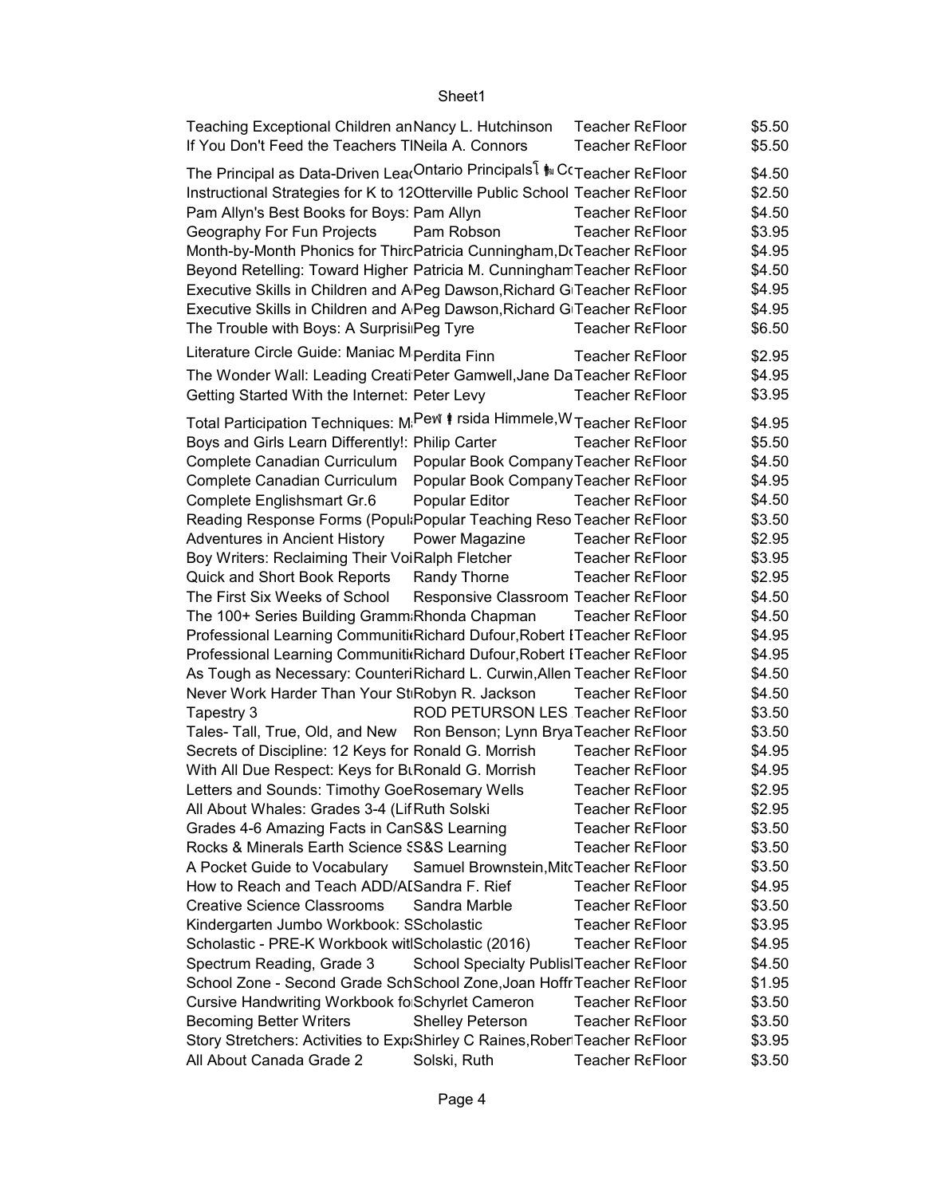| | | | |
|---|---|---|---|
| Teaching Exceptional Children an | Nancy L. Hutchinson | Teacher Re | Floor | $5.50 |
| If You Don't Feed the Teachers T | Neila A. Connors | Teacher Re | Floor | $5.50 |
| The Principal as Data-Driven Lea | Ontario Principals' Co | Teacher Re | Floor | $4.50 |
| Instructional Strategies for K to 12 | Otterville Public School | Teacher Re | Floor | $2.50 |
| Pam Allyn's Best Books for Boys: | Pam Allyn | Teacher Re | Floor | $4.50 |
| Geography For Fun Projects | Pam Robson | Teacher Re | Floor | $3.95 |
| Month-by-Month Phonics for Third | Patricia Cunningham,D | Teacher Re | Floor | $4.95 |
| Beyond Retelling: Toward Higher | Patricia M. Cunningham | Teacher Re | Floor | $4.50 |
| Executive Skills in Children and A | Peg Dawson,Richard G | Teacher Re | Floor | $4.95 |
| Executive Skills in Children and A | Peg Dawson,Richard G | Teacher Re | Floor | $4.95 |
| The Trouble with Boys: A Surprisi | Peg Tyre | Teacher Re | Floor | $6.50 |
| Literature Circle Guide: Maniac M | Perdita Finn | Teacher Re | Floor | $2.95 |
| The Wonder Wall: Leading Creati | Peter Gamwell,Jane Da | Teacher Re | Floor | $4.95 |
| Getting Started With the Internet: | Peter Levy | Teacher Re | Floor | $3.95 |
| Total Participation Techniques: M | Pe rsida Himmele,W | Teacher Re | Floor | $4.95 |
| Boys and Girls Learn Differently!: | Philip Carter | Teacher Re | Floor | $5.50 |
| Complete Canadian Curriculum | Popular Book Company | Teacher Re | Floor | $4.50 |
| Complete Canadian Curriculum | Popular Book Company | Teacher Re | Floor | $4.95 |
| Complete Englishsmart Gr.6 | Popular Editor | Teacher Re | Floor | $4.50 |
| Reading Response Forms (Popul | Popular Teaching Reso | Teacher Re | Floor | $3.50 |
| Adventures in Ancient History | Power Magazine | Teacher Re | Floor | $2.95 |
| Boy Writers: Reclaiming Their Voi | Ralph Fletcher | Teacher Re | Floor | $3.95 |
| Quick and Short Book Reports | Randy Thorne | Teacher Re | Floor | $2.95 |
| The First Six Weeks of School | Responsive Classroom | Teacher Re | Floor | $4.50 |
| The 100+ Series Building Gramm | Rhonda Chapman | Teacher Re | Floor | $4.50 |
| Professional Learning Communiti | Richard Dufour,Robert I | Teacher Re | Floor | $4.95 |
| Professional Learning Communiti | Richard Dufour,Robert I | Teacher Re | Floor | $4.95 |
| As Tough as Necessary: Counteri | Richard L. Curwin,Allen | Teacher Re | Floor | $4.50 |
| Never Work Harder Than Your St | Robyn R. Jackson | Teacher Re | Floor | $4.50 |
| Tapestry 3 | ROD PETURSON LES | Teacher Re | Floor | $3.50 |
| Tales- Tall, True, Old, and New | Ron Benson; Lynn Brya | Teacher Re | Floor | $3.50 |
| Secrets of Discipline: 12 Keys for | Ronald G. Morrish | Teacher Re | Floor | $4.95 |
| With All Due Respect: Keys for Bu | Ronald G. Morrish | Teacher Re | Floor | $4.95 |
| Letters and Sounds: Timothy Goe | Rosemary Wells | Teacher Re | Floor | $2.95 |
| All About Whales: Grades 3-4 (Lif | Ruth Solski | Teacher Re | Floor | $2.95 |
| Grades 4-6 Amazing Facts in Can | S&S Learning | Teacher Re | Floor | $3.50 |
| Rocks & Minerals Earth Science S | S&S Learning | Teacher Re | Floor | $3.50 |
| A Pocket Guide to Vocabulary | Samuel Brownstein,Mitc | Teacher Re | Floor | $3.50 |
| How to Reach and Teach ADD/AD | Sandra F. Rief | Teacher Re | Floor | $4.95 |
| Creative Science Classrooms | Sandra Marble | Teacher Re | Floor | $3.50 |
| Kindergarten Jumbo Workbook: S | Scholastic | Teacher Re | Floor | $3.95 |
| Scholastic - PRE-K Workbook wit | Scholastic (2016) | Teacher Re | Floor | $4.95 |
| Spectrum Reading, Grade 3 | School Specialty Publis | Teacher Re | Floor | $4.50 |
| School Zone - Second Grade Sch | School Zone,Joan Hoffr | Teacher Re | Floor | $1.95 |
| Cursive Handwriting Workbook fo | Schyrlet Cameron | Teacher Re | Floor | $3.50 |
| Becoming Better Writers | Shelley Peterson | Teacher Re | Floor | $3.50 |
| Story Stretchers: Activities to Exp | Shirley C Raines,Rober | Teacher Re | Floor | $3.95 |
| All About Canada Grade 2 | Solski, Ruth | Teacher Re | Floor | $3.50 |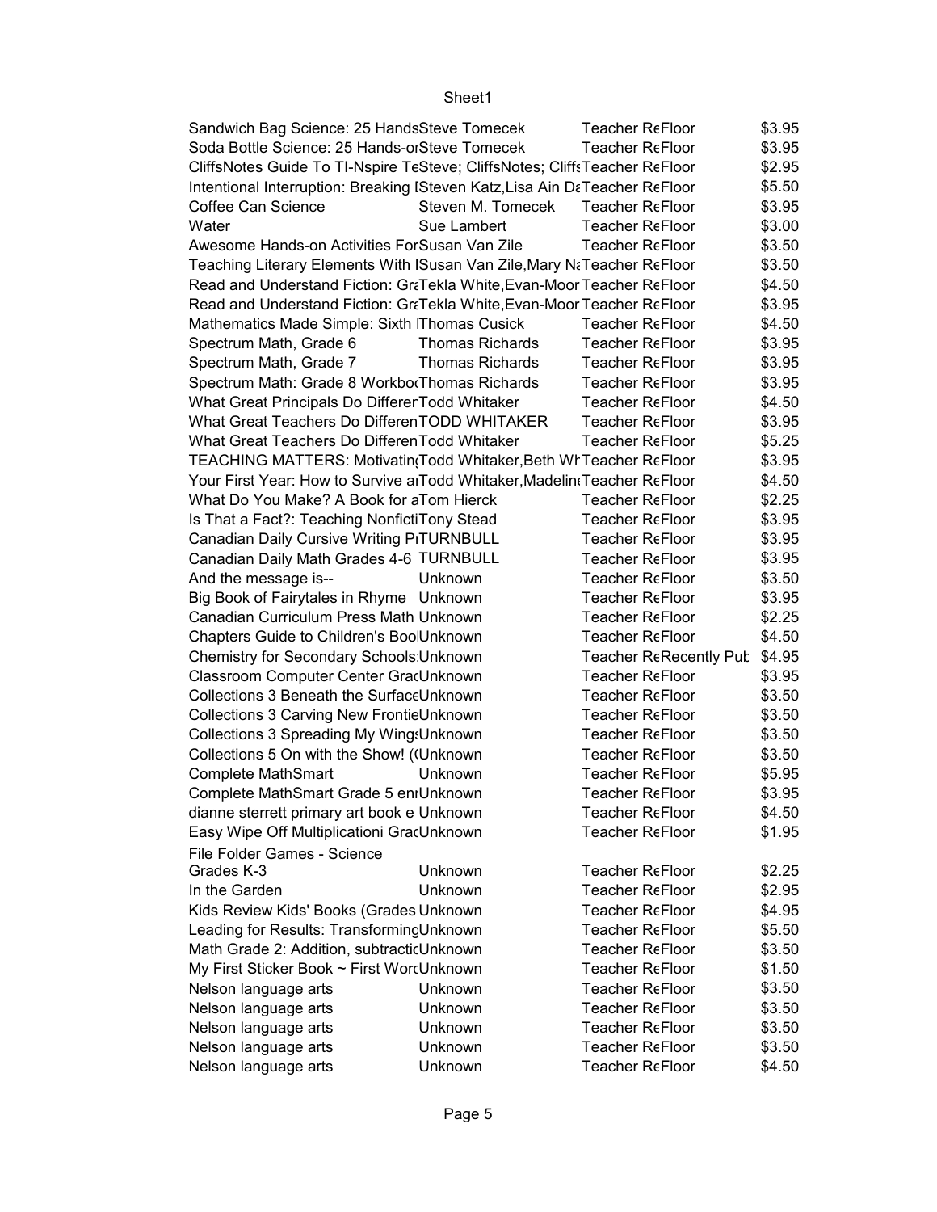| | | | |
|---|---|---|---|
| Sandwich Bag Science: 25 Hands | Steve Tomecek | Teacher Re | Floor | $3.95 |
| Soda Bottle Science: 25 Hands-o | Steve Tomecek | Teacher Re | Floor | $3.95 |
| CliffsNotes Guide To TI-Nspire Te | Steve; CliffsNotes; Cliffs | Teacher Re | Floor | $2.95 |
| Intentional Interruption: Breaking | Steven Katz,Lisa Ain Da | Teacher Re | Floor | $5.50 |
| Coffee Can Science | Steven M. Tomecek | Teacher Re | Floor | $3.95 |
| Water | Sue Lambert | Teacher Re | Floor | $3.00 |
| Awesome Hands-on Activities For | Susan Van Zile | Teacher Re | Floor | $3.50 |
| Teaching Literary Elements With I | Susan Van Zile,Mary Na | Teacher Re | Floor | $3.50 |
| Read and Understand Fiction: Gra | Tekla White,Evan-Moor | Teacher Re | Floor | $4.50 |
| Read and Understand Fiction: Gra | Tekla White,Evan-Moor | Teacher Re | Floor | $3.95 |
| Mathematics Made Simple: Sixth I | Thomas Cusick | Teacher Re | Floor | $4.50 |
| Spectrum Math, Grade 6 | Thomas Richards | Teacher Re | Floor | $3.95 |
| Spectrum Math, Grade 7 | Thomas Richards | Teacher Re | Floor | $3.95 |
| Spectrum Math: Grade 8 Workbo | Thomas Richards | Teacher Re | Floor | $3.95 |
| What Great Principals Do Differer | Todd Whitaker | Teacher Re | Floor | $4.50 |
| What Great Teachers Do Differen | TODD WHITAKER | Teacher Re | Floor | $3.95 |
| What Great Teachers Do Differen | Todd Whitaker | Teacher Re | Floor | $5.25 |
| TEACHING MATTERS: Motivatin | Todd Whitaker,Beth Wh | Teacher Re | Floor | $3.95 |
| Your First Year: How to Survive a | Todd Whitaker,Madelin | Teacher Re | Floor | $4.50 |
| What Do You Make? A Book for a | Tom Hierck | Teacher Re | Floor | $2.25 |
| Is That a Fact?: Teaching Nonficti | Tony Stead | Teacher Re | Floor | $3.95 |
| Canadian Daily Cursive Writing P | TURNBULL | Teacher Re | Floor | $3.95 |
| Canadian Daily Math Grades 4-6 | TURNBULL | Teacher Re | Floor | $3.95 |
| And the message is-- | Unknown | Teacher Re | Floor | $3.50 |
| Big Book of Fairytales in Rhyme | Unknown | Teacher Re | Floor | $3.95 |
| Canadian Curriculum Press Math | Unknown | Teacher Re | Floor | $2.25 |
| Chapters Guide to Children's Boo | Unknown | Teacher Re | Floor | $4.50 |
| Chemistry for Secondary Schools | Unknown | Teacher Re | Recently Pub | $4.95 |
| Classroom Computer Center Gra | Unknown | Teacher Re | Floor | $3.95 |
| Collections 3 Beneath the Surface | Unknown | Teacher Re | Floor | $3.50 |
| Collections 3 Carving New Frontie | Unknown | Teacher Re | Floor | $3.50 |
| Collections 3 Spreading My Wings | Unknown | Teacher Re | Floor | $3.50 |
| Collections 5 On with the Show! (( | Unknown | Teacher Re | Floor | $3.50 |
| Complete MathSmart | Unknown | Teacher Re | Floor | $5.95 |
| Complete MathSmart Grade 5 enr | Unknown | Teacher Re | Floor | $3.95 |
| dianne sterrett primary art book e | Unknown | Teacher Re | Floor | $4.50 |
| Easy Wipe Off Multiplicationi Gra | Unknown | Teacher Re | Floor | $1.95 |
| File Folder Games - Science Grades K-3 | Unknown | Teacher Re | Floor | $2.25 |
| In the Garden | Unknown | Teacher Re | Floor | $2.95 |
| Kids Review Kids' Books (Grades | Unknown | Teacher Re | Floor | $4.95 |
| Leading for Results: Transforming | Unknown | Teacher Re | Floor | $5.50 |
| Math Grade 2: Addition, subtractio | Unknown | Teacher Re | Floor | $3.50 |
| My First Sticker Book ~ First Wor | Unknown | Teacher Re | Floor | $1.50 |
| Nelson language arts | Unknown | Teacher Re | Floor | $3.50 |
| Nelson language arts | Unknown | Teacher Re | Floor | $3.50 |
| Nelson language arts | Unknown | Teacher Re | Floor | $3.50 |
| Nelson language arts | Unknown | Teacher Re | Floor | $3.50 |
| Nelson language arts | Unknown | Teacher Re | Floor | $4.50 |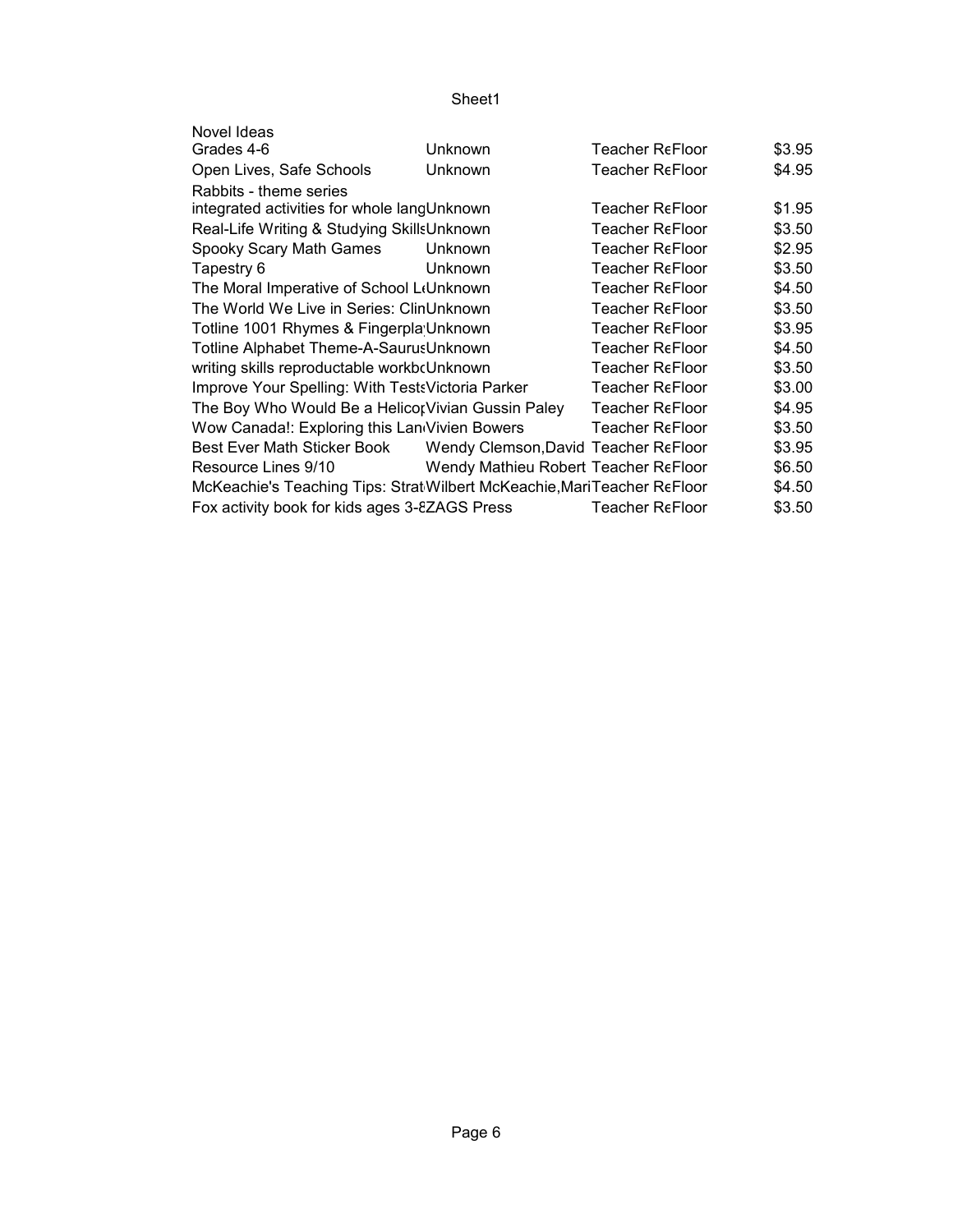| | | | | |
|---|---|---|---|---|
| Novel Ideas<br>Grades 4-6 | Unknown | Teacher Re | Floor | $3.95 |
| Open Lives, Safe Schools | Unknown | Teacher Re | Floor | $4.95 |
| Rabbits - theme series<br>integrated activities for whole lang | Unknown | Teacher Re | Floor | $1.95 |
| Real-Life Writing & Studying Skills | Unknown | Teacher Re | Floor | $3.50 |
| Spooky Scary Math Games | Unknown | Teacher Re | Floor | $2.95 |
| Tapestry 6 | Unknown | Teacher Re | Floor | $3.50 |
| The Moral Imperative of School L | Unknown | Teacher Re | Floor | $4.50 |
| The World We Live in Series: Clin | Unknown | Teacher Re | Floor | $3.50 |
| Totline 1001 Rhymes & Fingerpla | Unknown | Teacher Re | Floor | $3.95 |
| Totline Alphabet Theme-A-Saurus | Unknown | Teacher Re | Floor | $4.50 |
| writing skills reproductable workb | Unknown | Teacher Re | Floor | $3.50 |
| Improve Your Spelling: With Tests | Victoria Parker | Teacher Re | Floor | $3.00 |
| The Boy Who Would Be a Helicop | Vivian Gussin Paley | Teacher Re | Floor | $4.95 |
| Wow Canada!: Exploring this Lan | Vivien Bowers | Teacher Re | Floor | $3.50 |
| Best Ever Math Sticker Book | Wendy Clemson,David | Teacher Re | Floor | $3.95 |
| Resource Lines 9/10 | Wendy Mathieu Robert | Teacher Re | Floor | $6.50 |
| McKeachie's Teaching Tips: Strat | Wilbert McKeachie,Mari | Teacher Re | Floor | $4.50 |
| Fox activity book for kids ages 3-8 | ZAGS Press | Teacher Re | Floor | $3.50 |